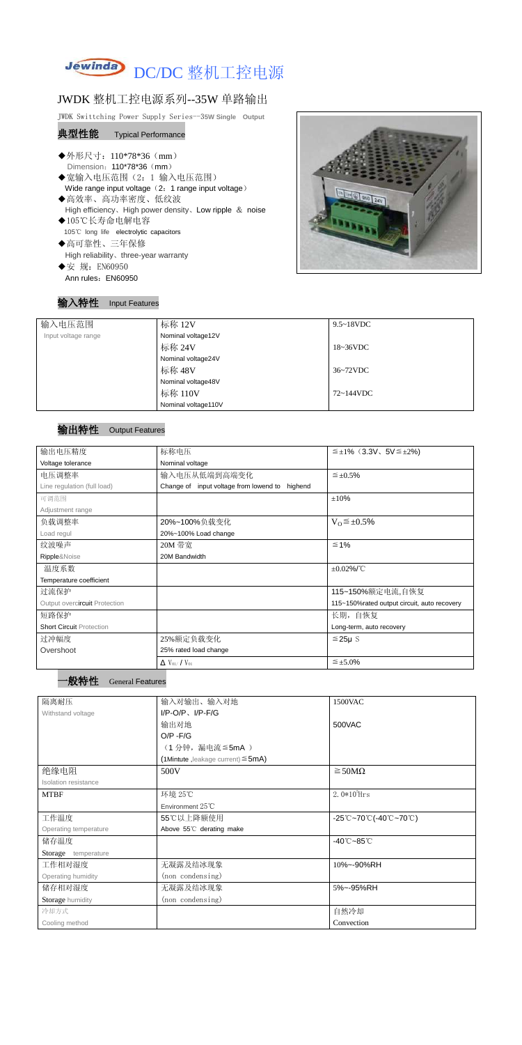# DC/DC 整机工控电源

## JWDK 整机工控电源系列--35W 单路输出

JWDK Swittching Power Supply Series—35W Single Output

### 典型性能 Typical Performance

- ◆外形尺寸：110*78*36（mm）
  Dimension：110*78*36（mm）
- ◆宽输入电压范围（2：1 输入电压范围）
  Wide range input voltage（2：1 range input voltage）
- ◆高效率、高功率密度、低纹波
  High efficiency、High power density、Low ripple ＆ noise
- ◆105℃长寿命电解电容
  105℃ long life electrolytic capacitors
- ◆高可靠性、三年保修
  High reliability、three-year warranty
- ◆安 规：EN60950
  Ann rules：EN60950

### 输入特性 Input Features

| 输入电压范围 | 标称 12V | 9.5~18VDC |
|---|---|---|
| Input voltage range | Nominal voltage12V | |
| | 标称 24V | 18~36VDC |
| | Nominal voltage24V | |
| | 标称 48V | 36~72VDC |
| | Nominal voltage48V | |
| | 标称 110V | 72~144VDC |
| | Nominal voltage110V | |

### 输出特性 Output Features

| 输出电压精度 | 标称电压 | ≦±1%（3.3V、5V≦±2%) |
|---|---|---|
| Voltage tolerance | Nominal voltage | |
| 电压调整率 | 输入电压从低端到高端变化 | ≦±0.5% |
| Line regulation (full load) | Change of input voltage from lowend to highend | |
| 可调范围 | | ±10% |
| Adjustment range | | |
| 负载调整率 | 20%~100%负载变化 | $V_O$≦±0.5% |
| Load regul | 20%~100% Load change | |
| 纹波噪声 | 20M 带宽 | ≦1% |
| Ripple&Noise | 20M Bandwidth | |
| 温度系数 | | ±0.02%/℃ |
| Temperature coefficient | | |
| 过流保护 | | 115~150%额定电流,自恢复 |
| Output overcircuit Protection | | 115~150%rated output circuit, auto recovery |
| 短路保护 | | 长期，自恢复 |
| Short Circuit Protection | | Long-term, auto recovery |
| 过冲幅度 | 25%额定负载变化 | ≦25μ S |
| Overshoot | 25% rated load change | |
| | $\Delta V_{01}/V_{01}$ | ≦±5.0% |

### 一般特性 General Features

| 隔离耐压 | 输入对输出、输入对地 | 1500VAC |
|---|---|---|
| Withstand voltage | I/P-O/P、I/P-F/G | |
| | 输出对地 | 500VAC |
| | O/P -F/G | |
| | （1 分钟，漏电流≦5mA ） | |
| | (1Mintute ,leakage current) ≦5mA) | |
| 绝缘电阻 | 500V | ≧50MΩ |
| Isolation resistance | | |
| MTBF | 环境 25℃ | 2.0*10^5Hrs |
| | Environment 25℃ | |
| 工作温度 | 55℃以上降额使用 | -25℃~70℃(-40℃~70℃) |
| Operating temperature | Above 55℃ derating make | |
| 储存温度 | | -40℃~85℃ |
| Storage temperature | | |
| 工作相对湿度 | 无凝露及结冰现象 | 10%~-90%RH |
| Operating humidity | (non condensing) | |
| 储存相对湿度 | 无凝露及结冰现象 | 5%~-95%RH |
| Storage humidity | (non condensing) | |
| 冷却方式 | | 自然冷却 |
| Cooling method | | Convection |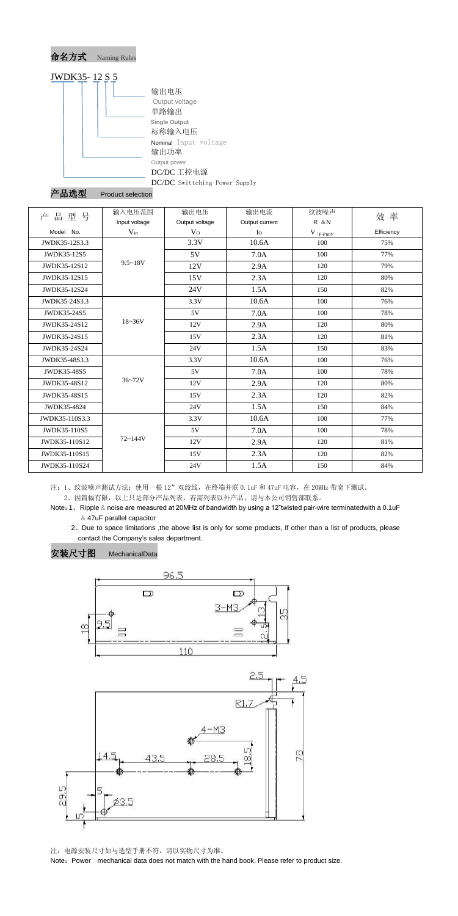## 命名方式 Naming Rules

JWDK35- 12 S 5

- 输出电压 Output voltage
- 单路输出 Single Output
- 标称输入电压 Nominal Input voltage
- 输出功率 Output power
- DC/DC 工控电源 DC/DC Swittching Power Supply

## 产品选型 Product selection

| 产 品 型 号<br>Model No. | 输入电压范围<br>Input voltage<br>$V_{in}$ | 输出电压<br>Output voltage<br>$V_O$ | 输出电流<br>Output current<br>$I_O$ | 纹波噪声<br>R &N<br>$V_{(P-P)mV}$ | 效 率<br>Efficiency |
|---|---|---|---|---|---|
| JWDK35-12S3.3 | 9.5~18V | 3.3V | 10.6A | 100 | 75% |
| JWDK35-12S5 | | 5V | 7.0A | 100 | 77% |
| JWDK35-12S12 | | 12V | 2.9A | 120 | 79% |
| JWDK35-12S15 | | 15V | 2.3A | 120 | 80% |
| JWDK35-12S24 | | 24V | 1.5A | 150 | 82% |
| JWDK35-24S3.3 | 18~36V | 3.3V | 10.6A | 100 | 76% |
| JWDK35-24S5 | | 5V | 7.0A | 100 | 78% |
| JWDK35-24S12 | | 12V | 2.9A | 120 | 80% |
| JWDK35-24S15 | | 15V | 2.3A | 120 | 81% |
| JWDK35-24S24 | | 24V | 1.5A | 150 | 83% |
| JWDK35-48S3.3 | 36~72V | 3.3V | 10.6A | 100 | 76% |
| JWDK35-48S5 | | 5V | 7.0A | 100 | 78% |
| JWDK35-48S12 | | 12V | 2.9A | 120 | 80% |
| JWDK35-48S15 | | 15V | 2.3A | 120 | 82% |
| JWDK35-4824 | | 24V | 1.5A | 150 | 84% |
| JWDK35-110S3.3 | 72~144V | 3.3V | 10.6A | 100 | 77% |
| JWDK35-110S5 | | 5V | 7.0A | 100 | 78% |
| JWDK35-110S12 | | 12V | 2.9A | 120 | 81% |
| JWDK35-110S15 | | 15V | 2.3A | 120 | 82% |
| JWDK35-110S24 | | 24V | 1.5A | 150 | 84% |

注：1、纹波噪声测试方法：使用一根12”双绞线，在终端并联0.1uF和47uF电容，在20MHz带宽下测试。
2、因篇幅有限，以上只是部分产品列表，若需列表以外产品，请与本公司销售部联系。

Note：1、Ripple & noise are measured at 20MHz of bandwidth by using a 12"twisted pair-wire terminatedwith a 0.1uF & 47uF parallel capacitor

2、Due to space limitations ,the above list is only for some products, If other than a list of products, please contact the Company's sales department.

## 安装尺寸图 MechanicalData

96.5
3-M3
13
35
18
9.5
2.5
110

2.5
4.5
R1.7
4-M3
14.5
43.5
28.5
18.5
78
29.5
5
ø3.5
5

注：电源安装尺寸如与选型手册不符，请以实物尺寸为准。

Note：Power mechanical data does not match with the hand book, Please refer to product size.